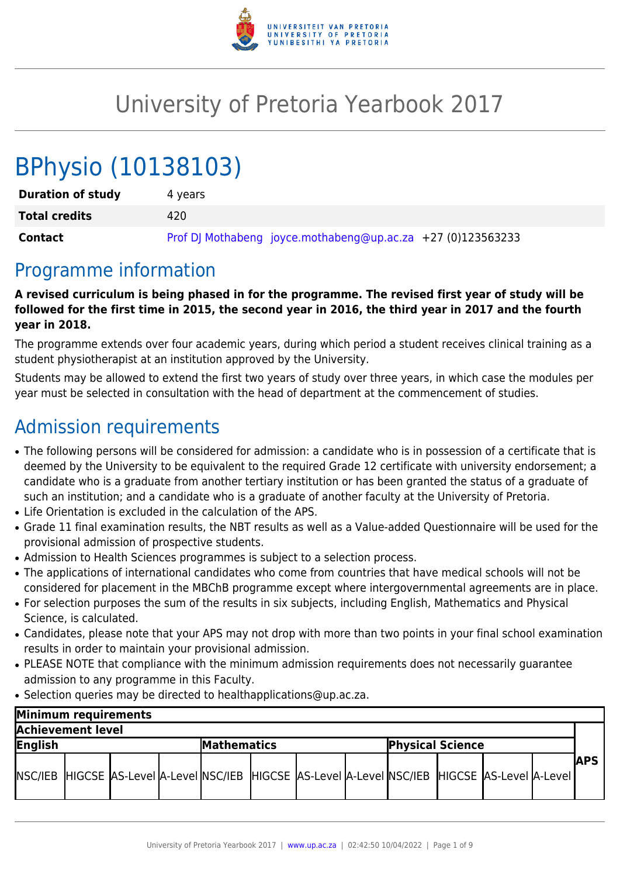# University of Pretoria Yearbook 2017

# BPhysio (10138103)

| | |
|---|---|
| **Duration of study** | 4 years |
| **Total credits** | 420 |
| **Contact** | Prof DJ Mothabeng joyce.mothabeng@up.ac.za +27 (0)123563233 |

## Programme information

**A revised curriculum is being phased in for the programme. The revised first year of study will be followed for the first time in 2015, the second year in 2016, the third year in 2017 and the fourth year in 2018.**

The programme extends over four academic years, during which period a student receives clinical training as a student physiotherapist at an institution approved by the University.

Students may be allowed to extend the first two years of study over three years, in which case the modules per year must be selected in consultation with the head of department at the commencement of studies.

## Admission requirements

- The following persons will be considered for admission: a candidate who is in possession of a certificate that is deemed by the University to be equivalent to the required Grade 12 certificate with university endorsement; a candidate who is a graduate from another tertiary institution or has been granted the status of a graduate of such an institution; and a candidate who is a graduate of another faculty at the University of Pretoria.
- Life Orientation is excluded in the calculation of the APS.
- Grade 11 final examination results, the NBT results as well as a Value-added Questionnaire will be used for the provisional admission of prospective students.
- Admission to Health Sciences programmes is subject to a selection process.
- The applications of international candidates who come from countries that have medical schools will not be considered for placement in the MBChB programme except where intergovernmental agreements are in place.
- For selection purposes the sum of the results in six subjects, including English, Mathematics and Physical Science, is calculated.
- Candidates, please note that your APS may not drop with more than two points in your final school examination results in order to maintain your provisional admission.
- PLEASE NOTE that compliance with the minimum admission requirements does not necessarily guarantee admission to any programme in this Faculty.
- Selection queries may be directed to healthapplications@up.ac.za.

| Minimum requirements | | | | | | | | | | | | |
|---|---|---|---|---|---|---|---|---|---|---|---|---|
| Achievement level | | | | | | | | | | | | APS |
| English | | | | Mathematics | | | | Physical Science | | | | |
| NSC/IEB | HIGCSE | AS-Level | A-Level | NSC/IEB | HIGCSE | AS-Level | A-Level | NSC/IEB | HIGCSE | AS-Level | A-Level | |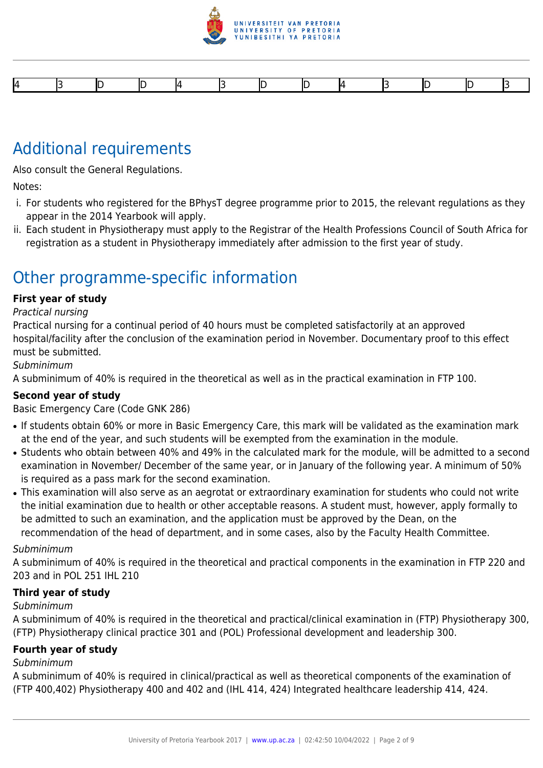| 4 | 3 | D | D | 4 | 3 | D | D | 4 | 3 | D | D | 3 |
|---|---|---|---|---|---|---|---|---|---|---|---|---|

## Additional requirements

Also consult the General Regulations.

Notes:

i. For students who registered for the BPhysT degree programme prior to 2015, the relevant regulations as they appear in the 2014 Yearbook will apply.
ii. Each student in Physiotherapy must apply to the Registrar of the Health Professions Council of South Africa for registration as a student in Physiotherapy immediately after admission to the first year of study.

## Other programme-specific information

**First year of study**

*Practical nursing*

Practical nursing for a continual period of 40 hours must be completed satisfactorily at an approved hospital/facility after the conclusion of the examination period in November. Documentary proof to this effect must be submitted.

*Subminimum*

A subminimum of 40% is required in the theoretical as well as in the practical examination in FTP 100.

**Second year of study**

Basic Emergency Care (Code GNK 286)

- If students obtain 60% or more in Basic Emergency Care, this mark will be validated as the examination mark at the end of the year, and such students will be exempted from the examination in the module.
- Students who obtain between 40% and 49% in the calculated mark for the module, will be admitted to a second examination in November/ December of the same year, or in January of the following year. A minimum of 50% is required as a pass mark for the second examination.
- This examination will also serve as an aegrotat or extraordinary examination for students who could not write the initial examination due to health or other acceptable reasons. A student must, however, apply formally to be admitted to such an examination, and the application must be approved by the Dean, on the recommendation of the head of department, and in some cases, also by the Faculty Health Committee.

*Subminimum*

A subminimum of 40% is required in the theoretical and practical components in the examination in FTP 220 and 203 and in POL 251 IHL 210

**Third year of study**

*Subminimum*

A subminimum of 40% is required in the theoretical and practical/clinical examination in (FTP) Physiotherapy 300, (FTP) Physiotherapy clinical practice 301 and (POL) Professional development and leadership 300.

**Fourth year of study**

*Subminimum*

A subminimum of 40% is required in clinical/practical as well as theoretical components of the examination of (FTP 400,402) Physiotherapy 400 and 402 and (IHL 414, 424) Integrated healthcare leadership 414, 424.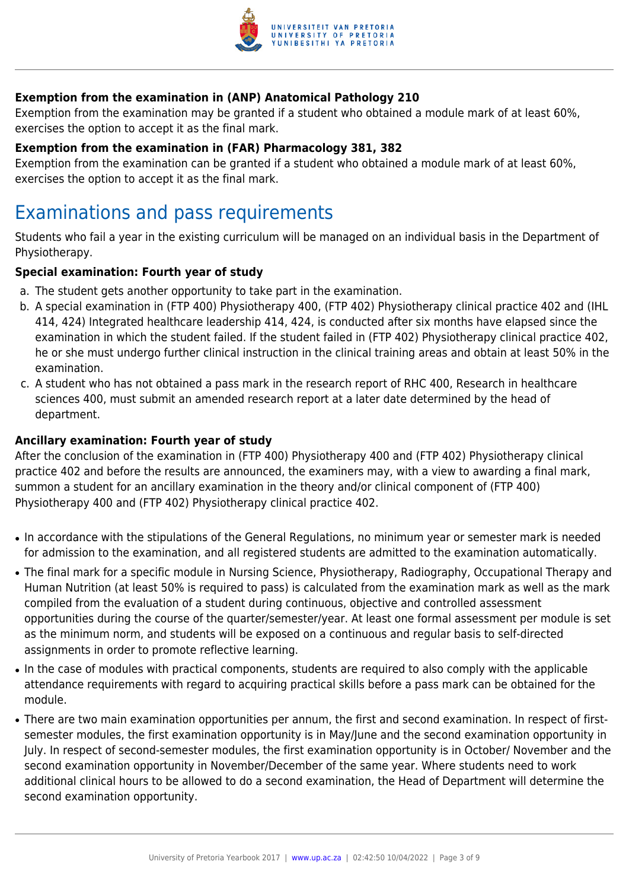**Exemption from the examination in (ANP) Anatomical Pathology 210**

Exemption from the examination may be granted if a student who obtained a module mark of at least 60%, exercises the option to accept it as the final mark.

**Exemption from the examination in (FAR) Pharmacology 381, 382**

Exemption from the examination can be granted if a student who obtained a module mark of at least 60%, exercises the option to accept it as the final mark.

# Examinations and pass requirements

Students who fail a year in the existing curriculum will be managed on an individual basis in the Department of Physiotherapy.

**Special examination: Fourth year of study**

a. The student gets another opportunity to take part in the examination.
b. A special examination in (FTP 400) Physiotherapy 400, (FTP 402) Physiotherapy clinical practice 402 and (IHL 414, 424) Integrated healthcare leadership 414, 424, is conducted after six months have elapsed since the examination in which the student failed. If the student failed in (FTP 402) Physiotherapy clinical practice 402, he or she must undergo further clinical instruction in the clinical training areas and obtain at least 50% in the examination.
c. A student who has not obtained a pass mark in the research report of RHC 400, Research in healthcare sciences 400, must submit an amended research report at a later date determined by the head of department.

**Ancillary examination: Fourth year of study**

After the conclusion of the examination in (FTP 400) Physiotherapy 400 and (FTP 402) Physiotherapy clinical practice 402 and before the results are announced, the examiners may, with a view to awarding a final mark, summon a student for an ancillary examination in the theory and/or clinical component of (FTP 400) Physiotherapy 400 and (FTP 402) Physiotherapy clinical practice 402.

- In accordance with the stipulations of the General Regulations, no minimum year or semester mark is needed for admission to the examination, and all registered students are admitted to the examination automatically.
- The final mark for a specific module in Nursing Science, Physiotherapy, Radiography, Occupational Therapy and Human Nutrition (at least 50% is required to pass) is calculated from the examination mark as well as the mark compiled from the evaluation of a student during continuous, objective and controlled assessment opportunities during the course of the quarter/semester/year. At least one formal assessment per module is set as the minimum norm, and students will be exposed on a continuous and regular basis to self-directed assignments in order to promote reflective learning.
- In the case of modules with practical components, students are required to also comply with the applicable attendance requirements with regard to acquiring practical skills before a pass mark can be obtained for the module.
- There are two main examination opportunities per annum, the first and second examination. In respect of first-semester modules, the first examination opportunity is in May/June and the second examination opportunity in July. In respect of second-semester modules, the first examination opportunity is in October/ November and the second examination opportunity in November/December of the same year. Where students need to work additional clinical hours to be allowed to do a second examination, the Head of Department will determine the second examination opportunity.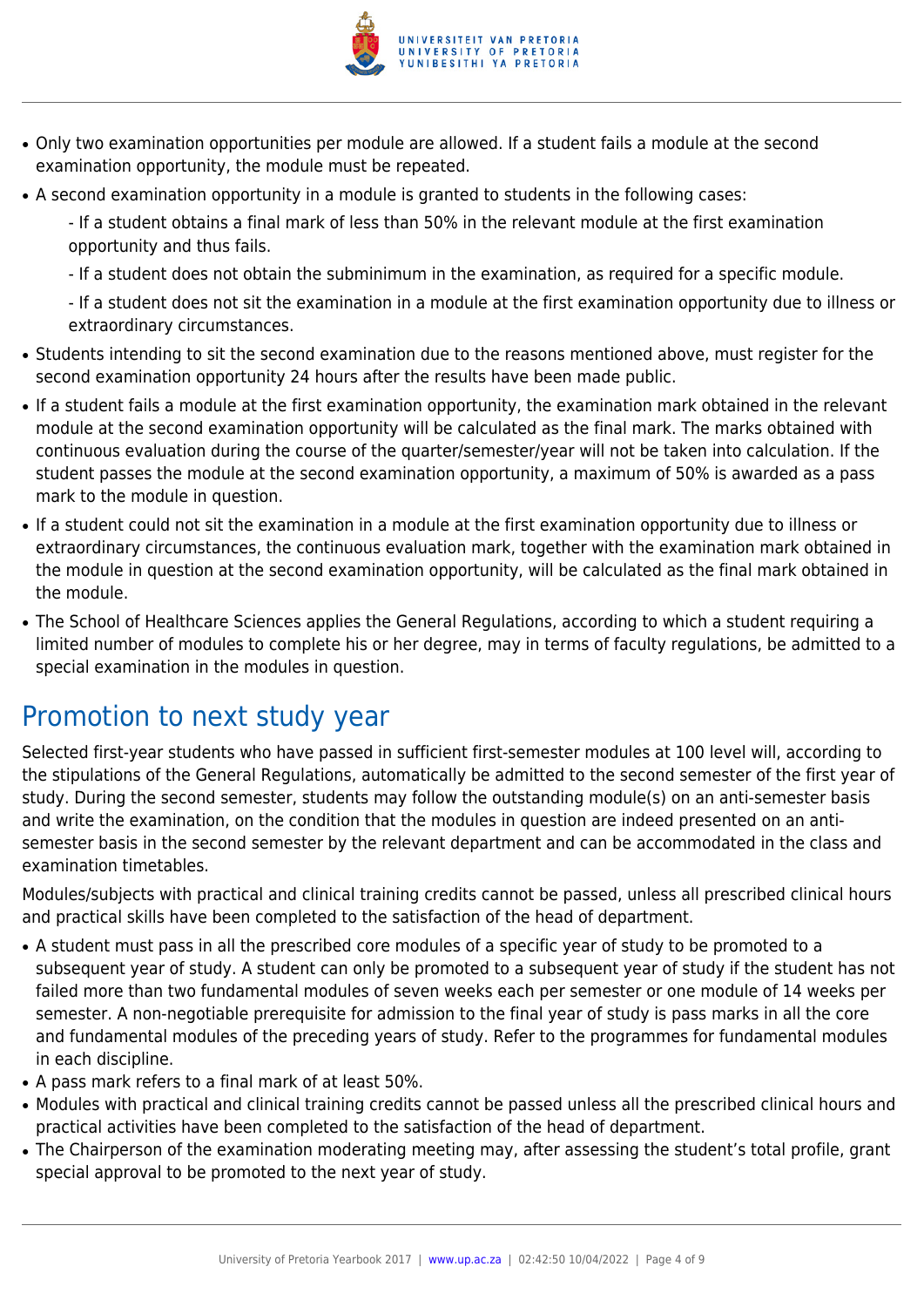- Only two examination opportunities per module are allowed. If a student fails a module at the second examination opportunity, the module must be repeated.
- A second examination opportunity in a module is granted to students in the following cases:

  - If a student obtains a final mark of less than 50% in the relevant module at the first examination opportunity and thus fails.

  - If a student does not obtain the subminimum in the examination, as required for a specific module.

  - If a student does not sit the examination in a module at the first examination opportunity due to illness or extraordinary circumstances.
- Students intending to sit the second examination due to the reasons mentioned above, must register for the second examination opportunity 24 hours after the results have been made public.
- If a student fails a module at the first examination opportunity, the examination mark obtained in the relevant module at the second examination opportunity will be calculated as the final mark. The marks obtained with continuous evaluation during the course of the quarter/semester/year will not be taken into calculation. If the student passes the module at the second examination opportunity, a maximum of 50% is awarded as a pass mark to the module in question.
- If a student could not sit the examination in a module at the first examination opportunity due to illness or extraordinary circumstances, the continuous evaluation mark, together with the examination mark obtained in the module in question at the second examination opportunity, will be calculated as the final mark obtained in the module.
- The School of Healthcare Sciences applies the General Regulations, according to which a student requiring a limited number of modules to complete his or her degree, may in terms of faculty regulations, be admitted to a special examination in the modules in question.

## Promotion to next study year

Selected first-year students who have passed in sufficient first-semester modules at 100 level will, according to the stipulations of the General Regulations, automatically be admitted to the second semester of the first year of study. During the second semester, students may follow the outstanding module(s) on an anti-semester basis and write the examination, on the condition that the modules in question are indeed presented on an anti-semester basis in the second semester by the relevant department and can be accommodated in the class and examination timetables.

Modules/subjects with practical and clinical training credits cannot be passed, unless all prescribed clinical hours and practical skills have been completed to the satisfaction of the head of department.

- A student must pass in all the prescribed core modules of a specific year of study to be promoted to a subsequent year of study. A student can only be promoted to a subsequent year of study if the student has not failed more than two fundamental modules of seven weeks each per semester or one module of 14 weeks per semester. A non-negotiable prerequisite for admission to the final year of study is pass marks in all the core and fundamental modules of the preceding years of study. Refer to the programmes for fundamental modules in each discipline.
- A pass mark refers to a final mark of at least 50%.
- Modules with practical and clinical training credits cannot be passed unless all the prescribed clinical hours and practical activities have been completed to the satisfaction of the head of department.
- The Chairperson of the examination moderating meeting may, after assessing the student's total profile, grant special approval to be promoted to the next year of study.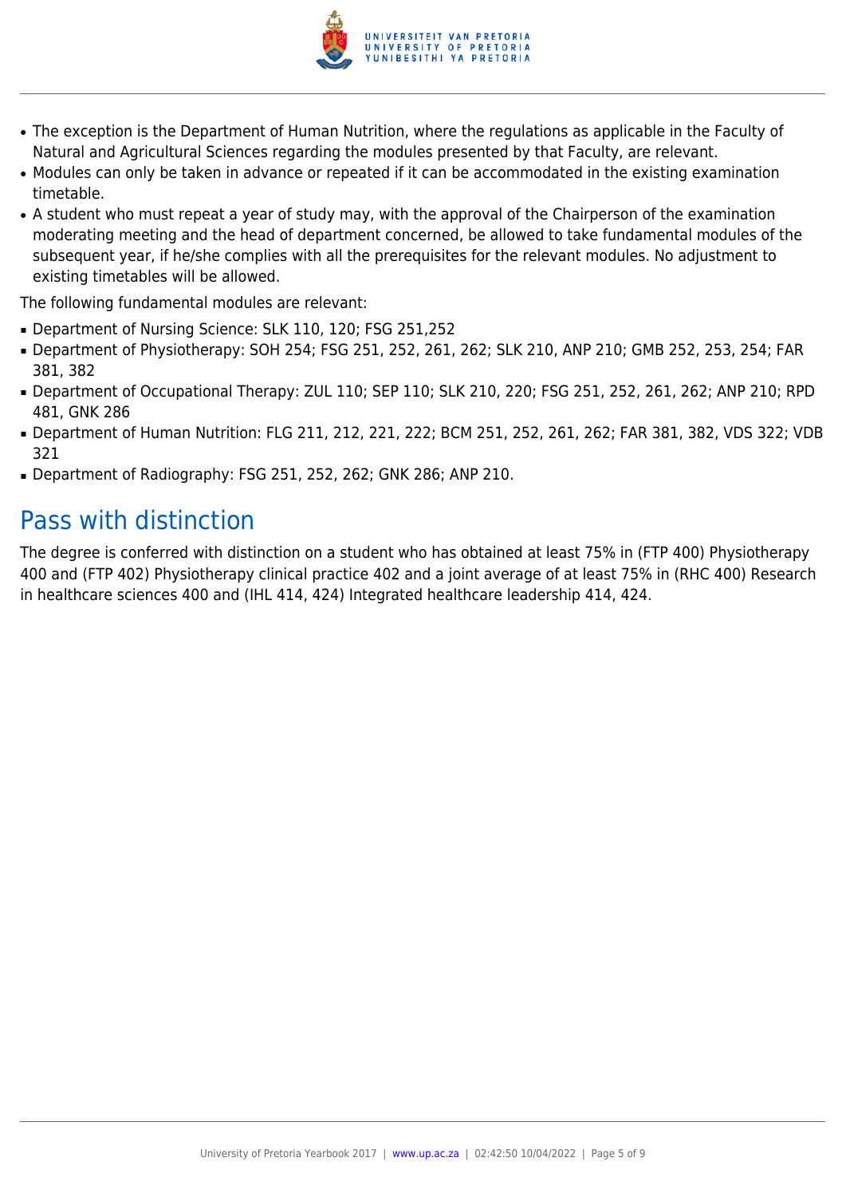- The exception is the Department of Human Nutrition, where the regulations as applicable in the Faculty of Natural and Agricultural Sciences regarding the modules presented by that Faculty, are relevant.
- Modules can only be taken in advance or repeated if it can be accommodated in the existing examination timetable.
- A student who must repeat a year of study may, with the approval of the Chairperson of the examination moderating meeting and the head of department concerned, be allowed to take fundamental modules of the subsequent year, if he/she complies with all the prerequisites for the relevant modules. No adjustment to existing timetables will be allowed.

The following fundamental modules are relevant:

- Department of Nursing Science: SLK 110, 120; FSG 251,252
- Department of Physiotherapy: SOH 254; FSG 251, 252, 261, 262; SLK 210, ANP 210; GMB 252, 253, 254; FAR 381, 382
- Department of Occupational Therapy: ZUL 110; SEP 110; SLK 210, 220; FSG 251, 252, 261, 262; ANP 210; RPD 481, GNK 286
- Department of Human Nutrition: FLG 211, 212, 221, 222; BCM 251, 252, 261, 262; FAR 381, 382, VDS 322; VDB 321
- Department of Radiography: FSG 251, 252, 262; GNK 286; ANP 210.

## Pass with distinction

The degree is conferred with distinction on a student who has obtained at least 75% in (FTP 400) Physiotherapy 400 and (FTP 402) Physiotherapy clinical practice 402 and a joint average of at least 75% in (RHC 400) Research in healthcare sciences 400 and (IHL 414, 424) Integrated healthcare leadership 414, 424.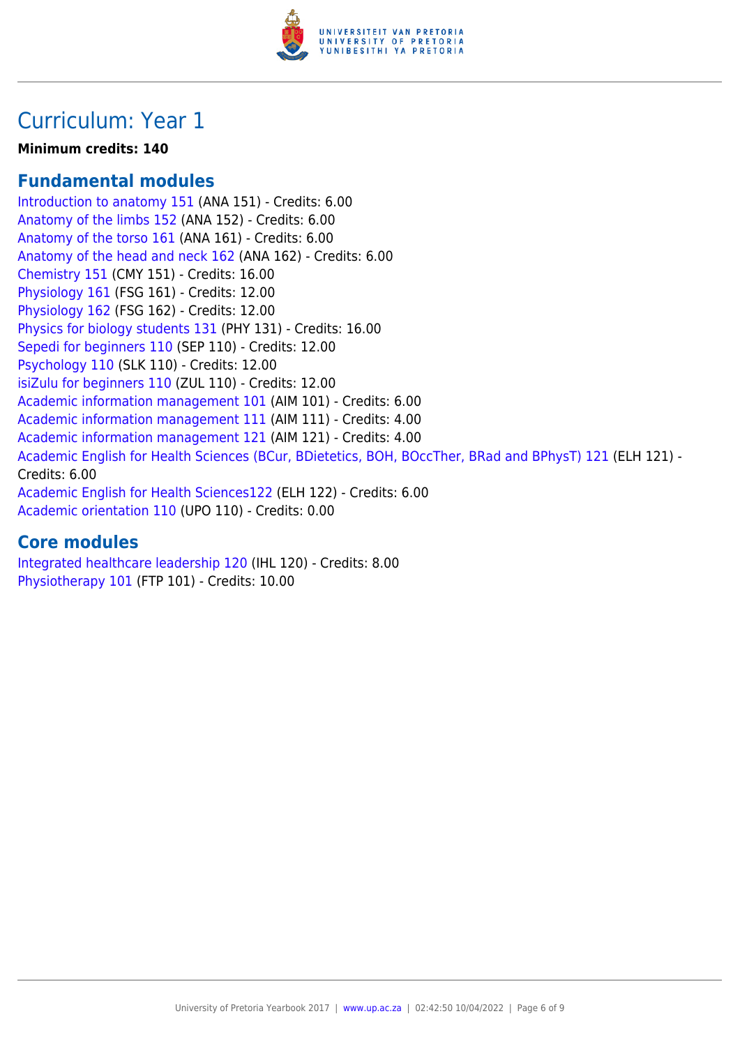# Curriculum: Year 1

**Minimum credits: 140**

## Fundamental modules

Introduction to anatomy 151 (ANA 151) - Credits: 6.00
Anatomy of the limbs 152 (ANA 152) - Credits: 6.00
Anatomy of the torso 161 (ANA 161) - Credits: 6.00
Anatomy of the head and neck 162 (ANA 162) - Credits: 6.00
Chemistry 151 (CMY 151) - Credits: 16.00
Physiology 161 (FSG 161) - Credits: 12.00
Physiology 162 (FSG 162) - Credits: 12.00
Physics for biology students 131 (PHY 131) - Credits: 16.00
Sepedi for beginners 110 (SEP 110) - Credits: 12.00
Psychology 110 (SLK 110) - Credits: 12.00
isiZulu for beginners 110 (ZUL 110) - Credits: 12.00
Academic information management 101 (AIM 101) - Credits: 6.00
Academic information management 111 (AIM 111) - Credits: 4.00
Academic information management 121 (AIM 121) - Credits: 4.00
Academic English for Health Sciences (BCur, BDietetics, BOH, BOccTher, BRad and BPhysT) 121 (ELH 121) - Credits: 6.00
Academic English for Health Sciences122 (ELH 122) - Credits: 6.00
Academic orientation 110 (UPO 110) - Credits: 0.00

## Core modules

Integrated healthcare leadership 120 (IHL 120) - Credits: 8.00
Physiotherapy 101 (FTP 101) - Credits: 10.00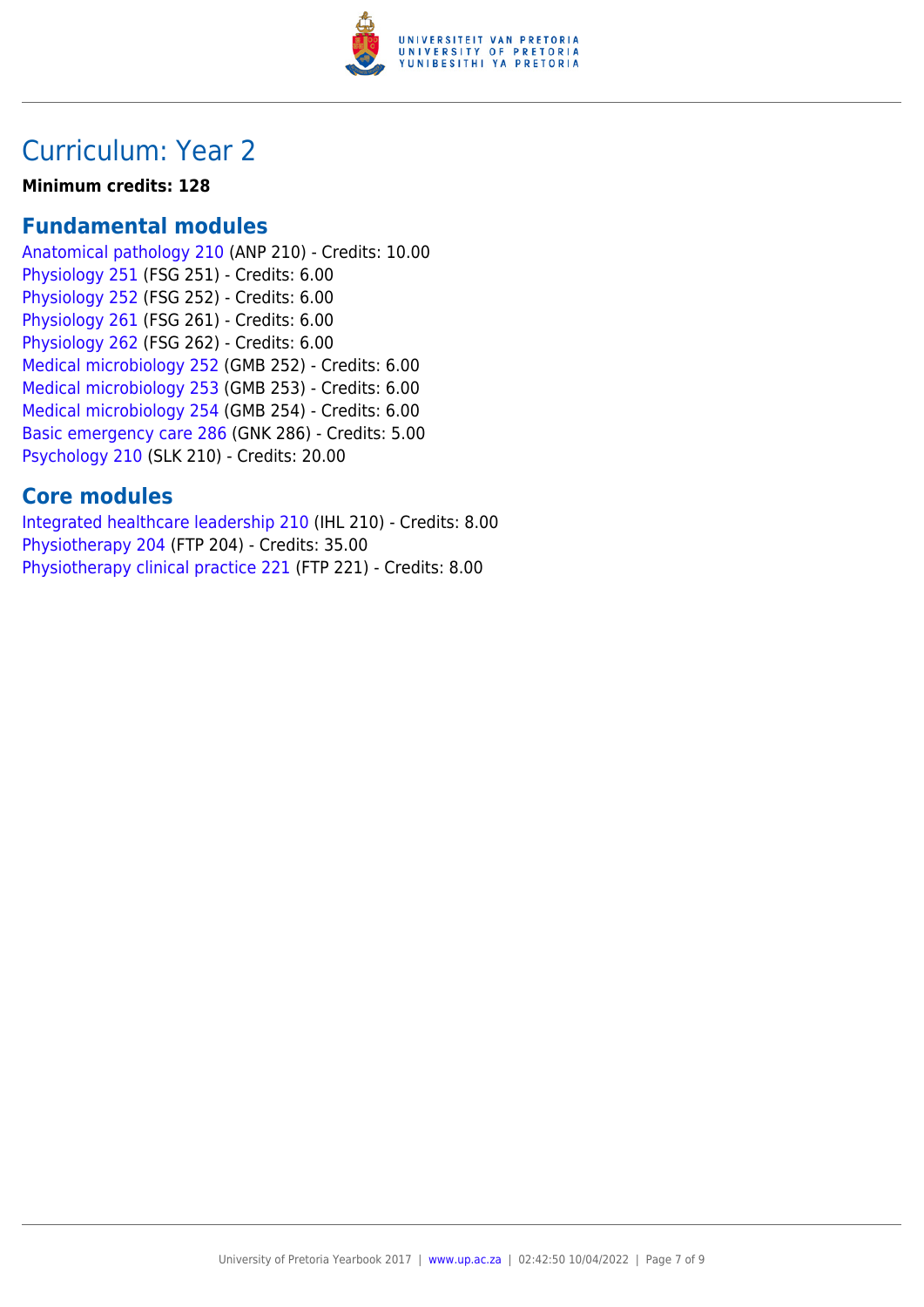# Curriculum: Year 2

**Minimum credits: 128**

## Fundamental modules

Anatomical pathology 210 (ANP 210) - Credits: 10.00
Physiology 251 (FSG 251) - Credits: 6.00
Physiology 252 (FSG 252) - Credits: 6.00
Physiology 261 (FSG 261) - Credits: 6.00
Physiology 262 (FSG 262) - Credits: 6.00
Medical microbiology 252 (GMB 252) - Credits: 6.00
Medical microbiology 253 (GMB 253) - Credits: 6.00
Medical microbiology 254 (GMB 254) - Credits: 6.00
Basic emergency care 286 (GNK 286) - Credits: 5.00
Psychology 210 (SLK 210) - Credits: 20.00

## Core modules

Integrated healthcare leadership 210 (IHL 210) - Credits: 8.00
Physiotherapy 204 (FTP 204) - Credits: 35.00
Physiotherapy clinical practice 221 (FTP 221) - Credits: 8.00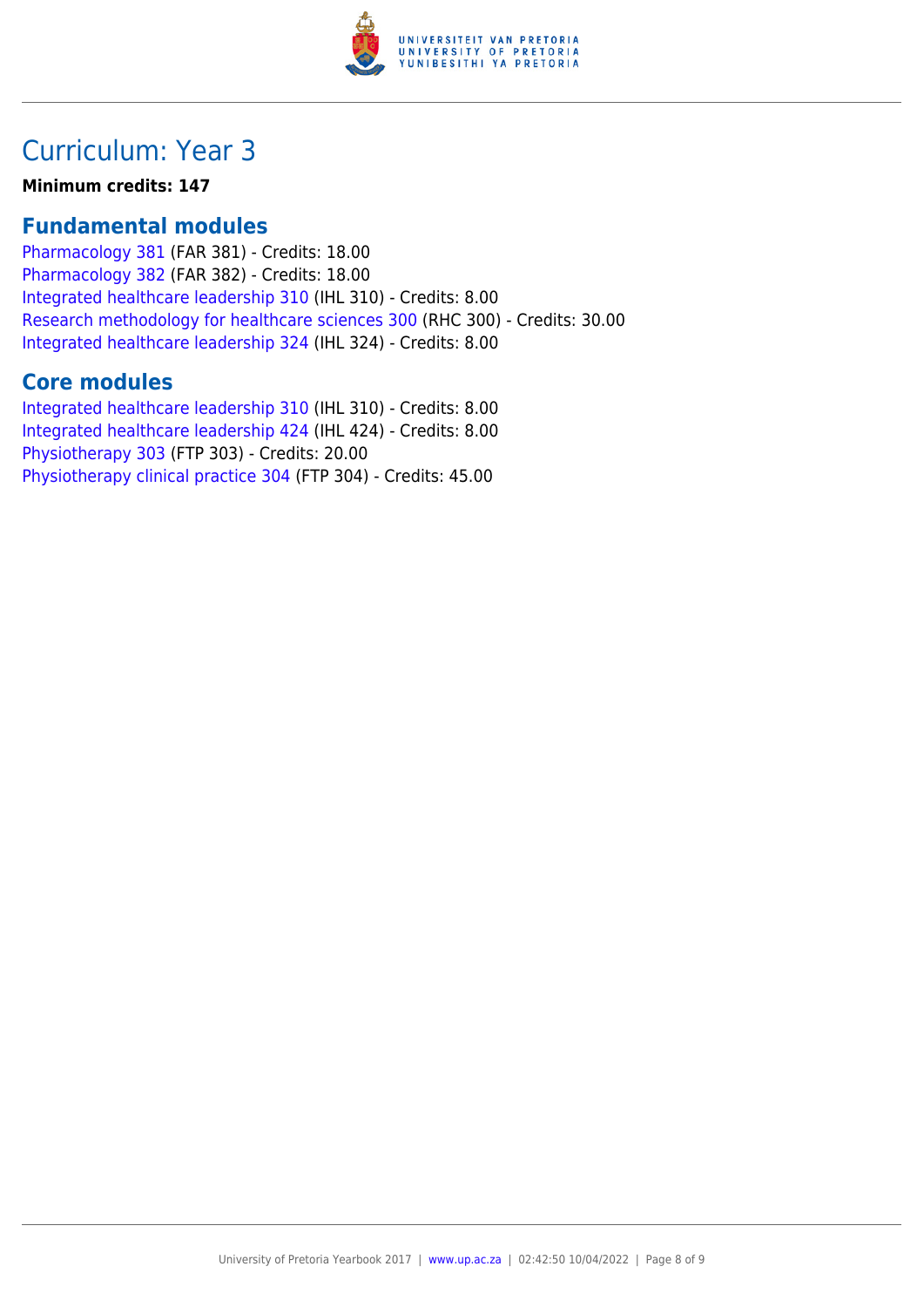# Curriculum: Year 3

**Minimum credits: 147**

## Fundamental modules

Pharmacology 381 (FAR 381) - Credits: 18.00
Pharmacology 382 (FAR 382) - Credits: 18.00
Integrated healthcare leadership 310 (IHL 310) - Credits: 8.00
Research methodology for healthcare sciences 300 (RHC 300) - Credits: 30.00
Integrated healthcare leadership 324 (IHL 324) - Credits: 8.00

## Core modules

Integrated healthcare leadership 310 (IHL 310) - Credits: 8.00
Integrated healthcare leadership 424 (IHL 424) - Credits: 8.00
Physiotherapy 303 (FTP 303) - Credits: 20.00
Physiotherapy clinical practice 304 (FTP 304) - Credits: 45.00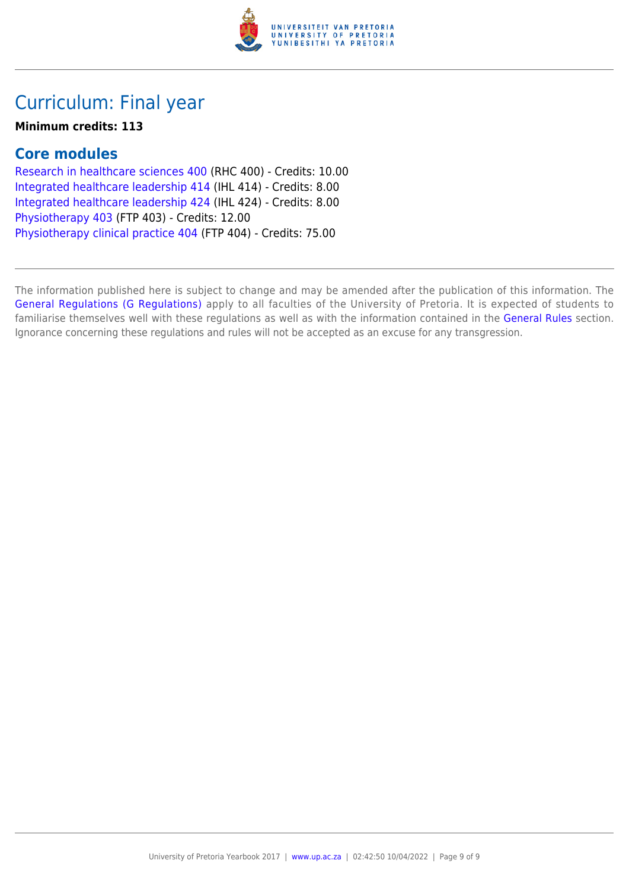## Curriculum: Final year

**Minimum credits: 113**

### Core modules

Research in healthcare sciences 400 (RHC 400) - Credits: 10.00
Integrated healthcare leadership 414 (IHL 414) - Credits: 8.00
Integrated healthcare leadership 424 (IHL 424) - Credits: 8.00
Physiotherapy 403 (FTP 403) - Credits: 12.00
Physiotherapy clinical practice 404 (FTP 404) - Credits: 75.00

---

The information published here is subject to change and may be amended after the publication of this information. The General Regulations (G Regulations) apply to all faculties of the University of Pretoria. It is expected of students to familiarise themselves well with these regulations as well as with the information contained in the General Rules section. Ignorance concerning these regulations and rules will not be accepted as an excuse for any transgression.